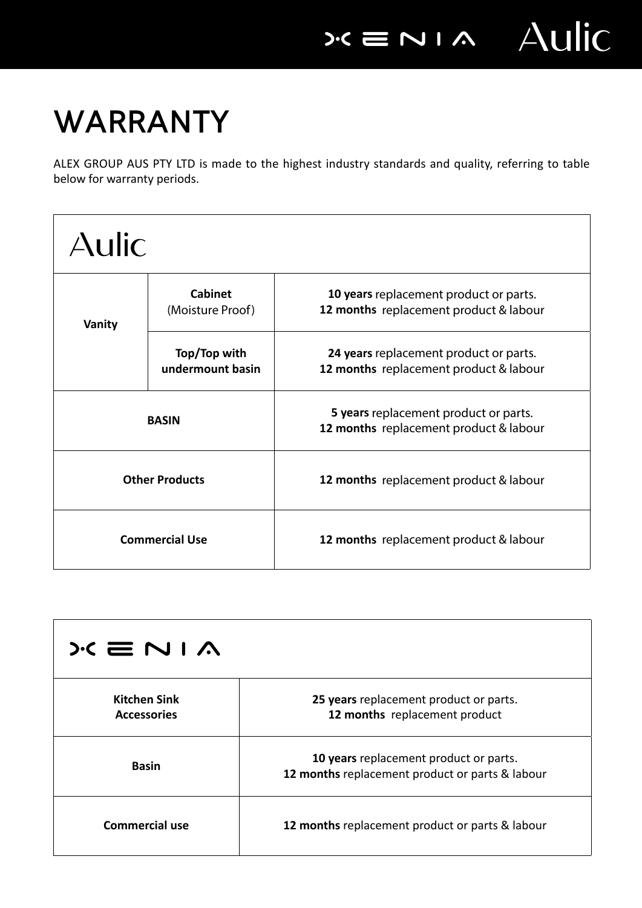# WARRANTY

ALEX GROUP AUS PTY LTD is made to the highest industry standards and quality, referring to table below for warranty periods.

| Aulic | | |
|---|---|---|
| **Vanity** | **Cabinet** (Moisture Proof) | **10 years** replacement product or parts.<br>**12 months** replacement product & labour |
| | **Top/Top with undermount basin** | **24 years** replacement product or parts.<br>**12 months** replacement product & labour |
| **BASIN** | | **5 years** replacement product or parts.<br>**12 months** replacement product & labour |
| **Other Products** | | **12 months** replacement product & labour |
| **Commercial Use** | | **12 months** replacement product & labour |

| XENIA | |
|---|---|
| **Kitchen Sink Accessories** | **25 years** replacement product or parts.<br>**12 months** replacement product |
| **Basin** | **10 years** replacement product or parts.<br>**12 months** replacement product or parts & labour |
| **Commercial use** | **12 months** replacement product or parts & labour |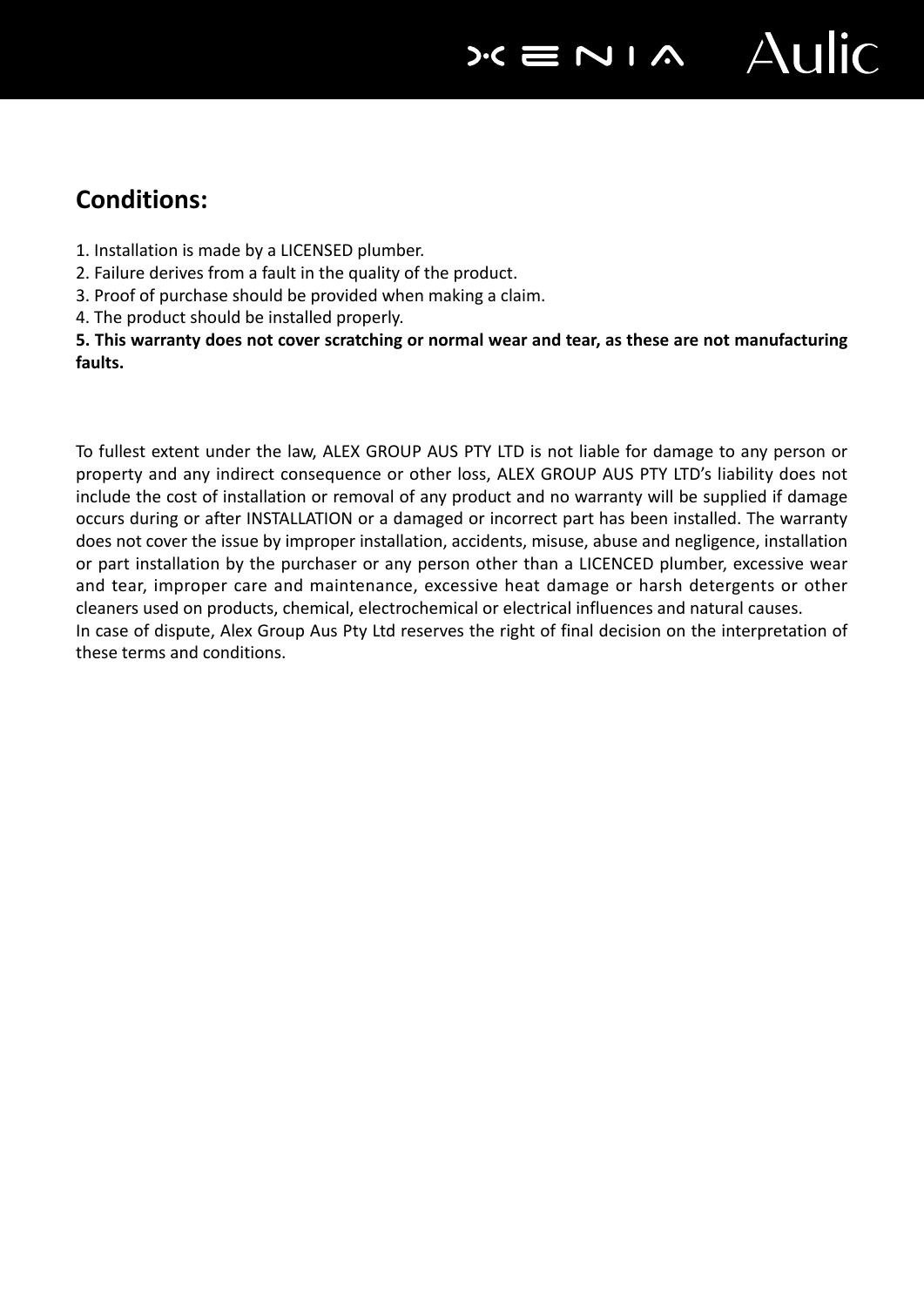## Conditions:

1. Installation is made by a LICENSED plumber.
2. Failure derives from a fault in the quality of the product.
3. Proof of purchase should be provided when making a claim.
4. The product should be installed properly.
**5. This warranty does not cover scratching or normal wear and tear, as these are not manufacturing faults.**

To fullest extent under the law, ALEX GROUP AUS PTY LTD is not liable for damage to any person or property and any indirect consequence or other loss, ALEX GROUP AUS PTY LTD's liability does not include the cost of installation or removal of any product and no warranty will be supplied if damage occurs during or after INSTALLATION or a damaged or incorrect part has been installed. The warranty does not cover the issue by improper installation, accidents, misuse, abuse and negligence, installation or part installation by the purchaser or any person other than a LICENCED plumber, excessive wear and tear, improper care and maintenance, excessive heat damage or harsh detergents or other cleaners used on products, chemical, electrochemical or electrical influences and natural causes.
In case of dispute, Alex Group Aus Pty Ltd reserves the right of final decision on the interpretation of these terms and conditions.